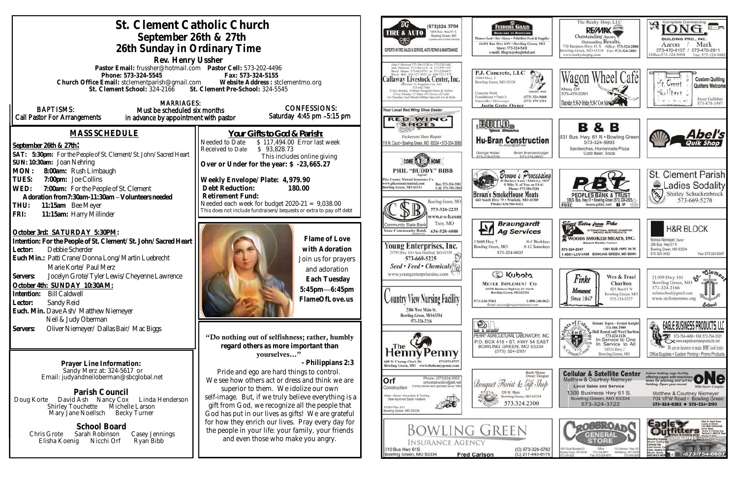# St. Clement Catholic Church

## September 26th & 27th

## 26th Sunday in Ordinary Time

**Rev. Henry Ussher**

**Pastor Email:** frussher@hotmail.com **Pastor Cell:** 573-202-4496
**Phone: 573-324-5545** **Fax: 573-324-5155**
**Church Office Email:** stclementparish@gmail.com **Website Address :** stclementmo.org
**St. Clement School:** 324-2166 **St. Clement Pre-School:** 324-5545

**BAPTISMS:** Call Pastor For Arrangements
**MARRIAGES:** Must be scheduled six months in advance by appointment with pastor
**CONFESSIONS:** Saturday 4:45 pm –5:15 pm

## MASS SCHEDULE

**September 26th & 27th:**
**SAT: 5:30pm:** For the People of St. Clement/St. John/Sacred Heart
**SUN: 10:30am:** Joan Nehring
**MON : 8:00am:** Rush Limbaugh
**TUES: 7:00pm:** Joe Collins
**WED: 7:00am:** For the People of St. Clement
**Adoration from 7:30am-11:30am – Volunteers needed**
**THU: 11:15am** Bee Meyer
**FRI: 11:15am:** Harry Millinder

**October 3rd: SATURDAY 5:30PM:**
**Intention: For the People of St. Clement/St. John/Sacred Heart**
**Lector:** Debbie Scherder
**Euch Min.:** Patti Crane/Donna Long/Martin Luebrecht
Marie Korte/ Paul Merz
**Servers:** Jocelyn Grote/Tyler Lewis/Cheyenne Lawrence
**October 4th: SUNDAY 10:30AM:**
**Intention:** Bill Caldwell
**Lector:** Sandy Reid
**Euch. Min.** Dave Ash/ Matthew Niemeyer
Neil & Judy Oberman
**Servers:** Oliver Niemeyer/ Dallas Bair/ Mac Biggs

## Your Gifts to God & Parish:

Needed to Date $ 117,494.00 Error last week
Received to Date $ 93,828.73
This includes online giving
**Over or Under for the year: $ -23,665.27**

**Weekly Envelope/Plate: 4,979.90**
**Debt Reduction: 180.00**
**Retirement Fund:**
Needed each week for budget 2020-21 = 9,038.00
This does not include fundraisers/bequests or extra to pay off debt

**Flame of Love with Adoration**
Join us for prayers and adoration
**Each Tuesday**
**5:45pm—6:45pm**
**FlameOfLove.us**

**Prayer Line Information:**
Sandy Merz at: 324-5617 or
Email: judyandneiloberman@sbcglobal.net

**Parish Council**
Doug Korte David Ash Nancy Cox Linda Henderson
Shirley Touchette Michelle Larson
Mary Jane Noellsch Becky Turner

**School Board**
Chris Grote Sarah Robinson Casey Jennings
Elisha Koenig Nicchi Orf Ryan Bibb

**"Do nothing out of selfishness; rather, humbly regard others as more important than yourselves…"**
**- Philippians 2:3**

Pride and ego are hard things to control. We see how others act or dress and think we are superior to them. We idolize our own self-image. But, if we truly believe everything is a gift from God, we recognize all the people that God has put in our lives as gifts! We are grateful for how they enrich our lives. Pray every day for the people in your life: your family, your friends and even those who make you angry.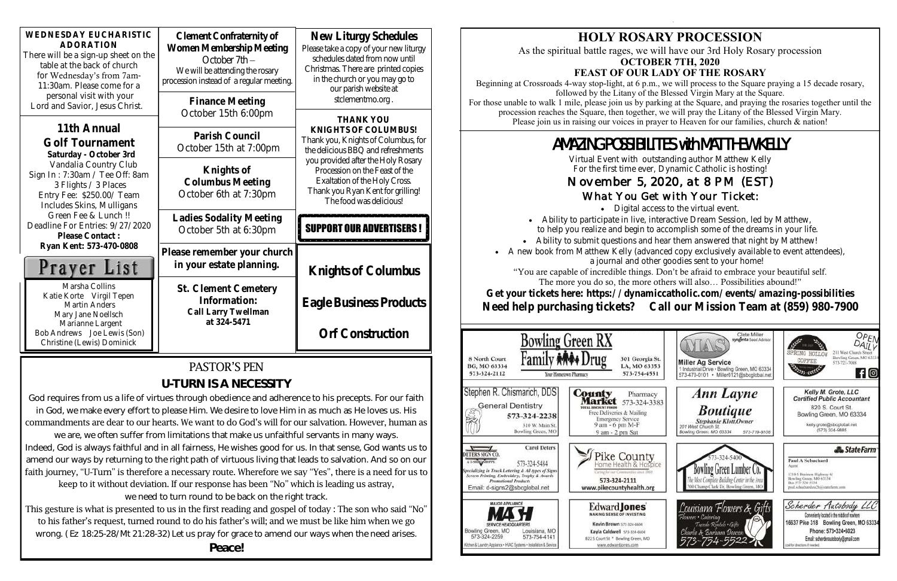**WEDNESDAY EUCHARISTIC ADORATION**

There will be a sign-up sheet on the table at the back of church for Wednesday's from 7am-11:30am. Please come for a personal visit with your Lord and Savior, Jesus Christ.

## 11th Annual Golf Tournament

**Saturday - October 3rd**

Vandalia Country Club
Sign In : 7:30am / Tee Off: 8am
3 Flights / 3 Places
Entry Fee: $250.00/ Team
Includes Skins, Mulligans
Green Fee & Lunch !!
Deadline For Entries: 9/27/2020
**Please Contact :**
**Ryan Kent: 573-470-0808**

## Prayer List

Marsha Collins
Katie Korte Virgil Tepen
Martin Anders
Mary Jane Noellsch
Marianne Largent
Bob Andrews Joe Lewis (Son)
Christine (Lewis) Dominick

**Clement Confraternity of Women Membership Meeting**

October 7th –
We will be attending the rosary procession instead of a regular meeting.

**Finance Meeting**
October 15th 6:00pm

**Parish Council**
October 15th at 7:00pm

**Knights of Columbus Meeting**
October 6th at 7:30pm

**Ladies Sodality Meeting**
October 5th at 6:30pm

**Please remember your church in your estate planning.**

**St. Clement Cemetery Information:**
**Call Larry Twellman at 324-5471**

**New Liturgy Schedules**

Please take a copy of your new liturgy schedules dated from now until Christmas. There are printed copies in the church or you may go to our parish website at stclementmo.org .

**THANK YOU KNIGHTS OF COLUMBUS!**

Thank you, Knights of Columbus, for the delicious BBQ and refreshments you provided after the Holy Rosary Procession on the Feast of the Exaltation of the Holy Cross. Thank you Ryan Kent for grilling! The food was delicious!

**SUPPORT OUR ADVERTISERS !**

**Knights of Columbus**

**Eagle Business Products**

**Orf Construction**

## PASTOR'S PEN

### U-TURN IS A NECESSITY

God requires from us a life of virtues through obedience and adherence to his precepts. For our faith in God, we make every effort to please Him. We desire to love Him in as much as He loves us. His commandments are dear to our hearts. We want to do God's will for our salvation. However, human as we are, we often suffer from limitations that make us unfaithful servants in many ways.
Indeed, God is always faithful and in all fairness, He wishes good for us. In that sense, God wants us to amend our ways by returning to the right path of virtuous living that leads to salvation. And so on our faith journey, "U-Turn" is therefore a necessary route. Wherefore we say "Yes", there is a need for us to keep to it without deviation. If our response has been "No" which is leading us astray, we need to turn round to be back on the right track.
This gesture is what is presented to us in the first reading and gospel of today : The son who said "No" to his father's request, turned round to do his father's will; and we must be like him when we go wrong. ( Ez 18:25-28/Mt 21:28-32) Let us pray for grace to amend our ways when the need arises.

**Peace!**

## HOLY ROSARY PROCESSION

As the spiritual battle rages, we will have our 3rd Holy Rosary procession
**OCTOBER 7TH, 2020**
**FEAST OF OUR LADY OF THE ROSARY**

Beginning at Crossroads 4-way stop-light, at 6 p.m., we will process to the Square praying a 15 decade rosary, followed by the Litany of the Blessed Virgin Mary at the Square.
For those unable to walk 1 mile, please join us by parking at the Square, and praying the rosaries together until the procession reaches the Square, then together, we will pray the Litany of the Blessed Virgin Mary.
Please join us in raising our voices in prayer to Heaven for our families, church & nation!

## AMAZING POSSIBILITES with MATTHEW KELLY

Virtual Event with outstanding author Matthew Kelly
For the first time ever, Dynamic Catholic is hosting!

### November 5, 2020, at 8 PM (EST)

### What You Get with Your Ticket:

- Digital access to the virtual event.
- Ability to participate in live, interactive Dream Session, led by Matthew, to help you realize and begin to accomplish some of the dreams in your life.
- Ability to submit questions and hear them answered that night by Matthew!
- A new book from Matthew Kelly (advanced copy exclusively available to event attendees), a journal and other goodies sent to your home!

"You are capable of incredible things. Don't be afraid to embrace your beautiful self. The more you do so, the more others will also… Possibilities abound!"

**Get your tickets here: https://dynamiccatholic.com/events/amazing-possibilities**
**Need help purchasing tickets? Call our Mission Team at (859) 980-7900**

Bowling Green RX Family Drug — Your Hometown Pharmacy — 8 North Court, BG, MO 63334, 573-324-2112 — 301 Georgia St. LA, MO 63353, 573-754-4551

Miller Ag Service — Clete Miller, syngenta Seed Advisor — 1 Industrial Drive • Bowling Green, MO 63334 — 573-470-0101 • Miller0121@sbcglobal.net

Spring Hollow Coffee — Open Daily — 211 West Church Street, Bowling Green, MO 63334 — 573-721-7088

Stephen R. Chismarich, DDS — General Dentistry — 573-324-2238 — 310 W. Main St. Bowling Green, MO

County Market Pharmacy — 573-324-3383 — Free Deliveries & Mailing — Emergency Service — 9 am - 6 pm M-F — 9 am - 2 pm Sat

Ann Layne Boutique — Stephanie Klott, Owner — 201 West Church St. Bowling Green, MO 63334 — 573-719-9108

Kelly M. Grote, LLC — Certified Public Accountant — 820 S. Court St. Bowling Green, MO 63334 — kelly.grote@sbcglobal.net — (573) 324-6885

Deters Sign Co. — Carol Deters — 573-324-5484 — Specializing in Truck Lettering & All types of Signs, Screen Printing, Embroidery, Trophy & Awards, Promotional Products — Email: d-signs2@sbcglobal.net

Pike County Home Health & Hospice — Caring for our Communities since 1969 — 573-324-2111 — www.pikecountyhealth.org

Bowling Green Lumber Co. — 573-324-5400 — The Most Complete Building Center in the Area — 700 Champ Clark Dr. Bowling Green, MO

State Farm — Paul A Schuchard, Agent — 1310 S Business Highway 61, Bowling Green, MO 63334 — Bus 573-324-5534 — paul.schuchard.ow2h@statefarm.com

Major Appliance MASH Service Headquarters — Bowling Green, MO 573-324-2259 — Louisiana, MO 573-754-4141 — Kitchen & Laundry Appliance • HVAC Systems • Installation & Service

Edward Jones — Making Sense of Investing — Kevin Brown 573-324-6604 — Kayla Caldwell 573-324-6604 — 822 S Court St • Bowling Green, MO — www.edwardjones.com

Louisiana Flowers & Gifts — Flowers • Catering • Tuxedo Rentals • Gifts — Charlie & Barbara Deacon — 573-754-5522

Scherder Autobody LLC — Conveniently located in the middle of nowhere — 16637 Pike 318 Bowling Green, MO 63334 — Phone: 573•324•6023 — Email: scherderautobody@gmail.com — (call for directions if needed)